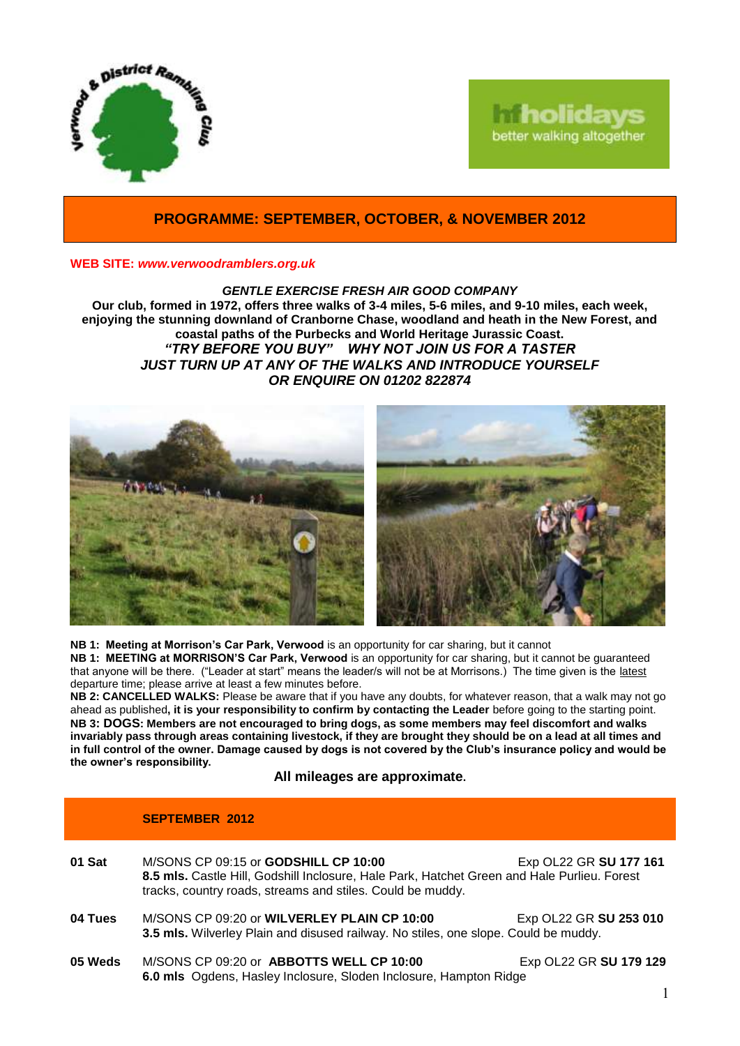# PROGRAMME: SEPTEMBER, OCTOBER, & NOVEMBER 2012

**WEB SITE:** ***www.verwoodramblers.org.uk***

***GENTLE EXERCISE FRESH AIR GOOD COMPANY***

**Our club, formed in 1972, offers three walks of 3-4 miles, 5-6 miles, and 9-10 miles, each week, enjoying the stunning downland of Cranborne Chase, woodland and heath in the New Forest, and coastal paths of the Purbecks and World Heritage Jurassic Coast.**

***"TRY BEFORE YOU BUY" WHY NOT JOIN US FOR A TASTER***

***JUST TURN UP AT ANY OF THE WALKS AND INTRODUCE YOURSELF***

***OR ENQUIRE ON 01202 822874***

**NB 1: Meeting at Morrison's Car Park, Verwood** is an opportunity for car sharing, but it cannot

**NB 1: MEETING at MORRISON'S Car Park, Verwood** is an opportunity for car sharing, but it cannot be guaranteed that anyone will be there. ("Leader at start" means the leader/s will not be at Morrisons.) The time given is the latest departure time; please arrive at least a few minutes before.

**NB 2: CANCELLED WALKS:** Please be aware that if you have any doubts, for whatever reason, that a walk may not go ahead as published**, it is your responsibility to confirm by contacting the Leader** before going to the starting point.

**NB 3: DOGS: Members are not encouraged to bring dogs, as some members may feel discomfort and walks invariably pass through areas containing livestock, if they are brought they should be on a lead at all times and in full control of the owner. Damage caused by dogs is not covered by the Club's insurance policy and would be the owner's responsibility.**

**All mileages are approximate.**

## SEPTEMBER 2012

**01 Sat** — M/SONS CP 09:15 or **GODSHILL CP 10:00** — Exp OL22 GR **SU 177 161**
**8.5 mls.** Castle Hill, Godshill Inclosure, Hale Park, Hatchet Green and Hale Purlieu. Forest tracks, country roads, streams and stiles. Could be muddy.

**04 Tues** — M/SONS CP 09:20 or **WILVERLEY PLAIN CP 10:00** — Exp OL22 GR **SU 253 010**
**3.5 mls.** Wilverley Plain and disused railway. No stiles, one slope. Could be muddy.

**05 Weds** — M/SONS CP 09:20 or **ABBOTTS WELL CP 10:00** — Exp OL22 GR **SU 179 129**
**6.0 mls** Ogdens, Hasley Inclosure, Sloden Inclosure, Hampton Ridge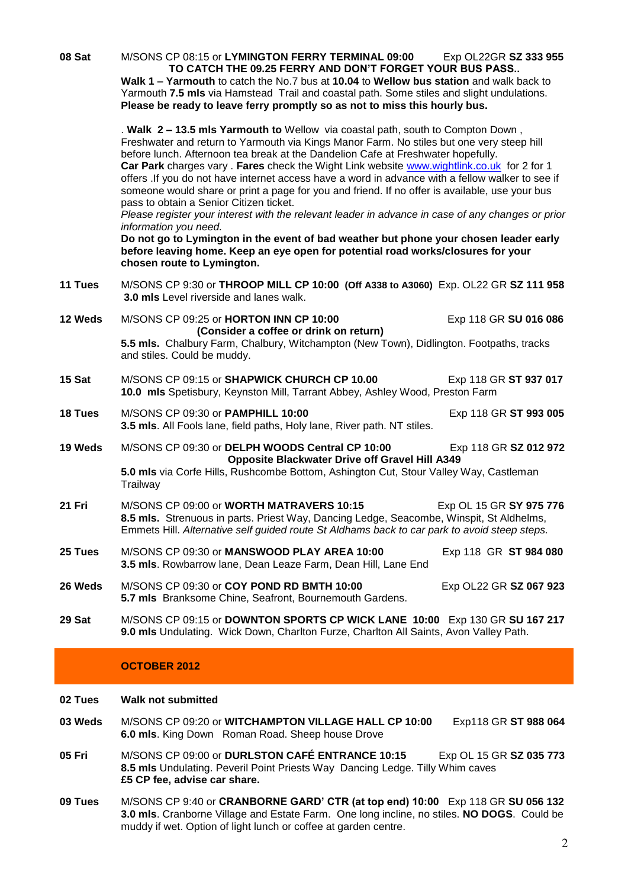**08 Sat** M/SONS CP 08:15 or **LYMINGTON FERRY TERMINAL 09:00** Exp OL22GR **SZ 333 955**

**TO CATCH THE 09.25 FERRY AND DON'T FORGET YOUR BUS PASS..**

**Walk 1 – Yarmouth** to catch the No.7 bus at **10.04** to **Wellow bus station** and walk back to Yarmouth **7.5 mls** via Hamstead Trail and coastal path. Some stiles and slight undulations. **Please be ready to leave ferry promptly so as not to miss this hourly bus.**

. **Walk 2 – 13.5 mls Yarmouth to** Wellow via coastal path, south to Compton Down , Freshwater and return to Yarmouth via Kings Manor Farm. No stiles but one very steep hill before lunch. Afternoon tea break at the Dandelion Cafe at Freshwater hopefully.
**Car Park** charges vary . **Fares** check the Wight Link website www.wightlink.co.uk for 2 for 1 offers .If you do not have internet access have a word in advance with a fellow walker to see if someone would share or print a page for you and friend. If no offer is available, use your bus pass to obtain a Senior Citizen ticket.
*Please register your interest with the relevant leader in advance in case of any changes or prior information you need.*
**Do not go to Lymington in the event of bad weather but phone your chosen leader early before leaving home. Keep an eye open for potential road works/closures for your chosen route to Lymington.**

**11 Tues** M/SONS CP 9:30 or **THROOP MILL CP 10:00 (Off A338 to A3060)** Exp. OL22 GR **SZ 111 958**
**3.0 mls** Level riverside and lanes walk.

**12 Weds** M/SONS CP 09:25 or **HORTON INN CP 10:00** Exp 118 GR **SU 016 086**
**(Consider a coffee or drink on return)**
**5.5 mls.** Chalbury Farm, Chalbury, Witchampton (New Town), Didlington. Footpaths, tracks and stiles. Could be muddy.

**15 Sat** M/SONS CP 09:15 or **SHAPWICK CHURCH CP 10.00** Exp 118 GR **ST 937 017**
**10.0 mls** Spetisbury, Keynston Mill, Tarrant Abbey, Ashley Wood, Preston Farm

**18 Tues** M/SONS CP 09:30 or **PAMPHILL 10:00** Exp 118 GR **ST 993 005**
**3.5 mls**. All Fools lane, field paths, Holy lane, River path. NT stiles.

**19 Weds** M/SONS CP 09:30 or **DELPH WOODS Central CP 10:00** Exp 118 GR **SZ 012 972**
**Opposite Blackwater Drive off Gravel Hill A349**
**5.0 mls** via Corfe Hills, Rushcombe Bottom, Ashington Cut, Stour Valley Way, Castleman Trailway

**21 Fri** M/SONS CP 09:00 or **WORTH MATRAVERS 10:15** Exp OL 15 GR **SY 975 776**
**8.5 mls.** Strenuous in parts. Priest Way, Dancing Ledge, Seacombe, Winspit, St Aldhelms, Emmets Hill. *Alternative self guided route St Aldhams back to car park to avoid steep steps.*

**25 Tues** M/SONS CP 09:30 or **MANSWOOD PLAY AREA 10:00** Exp 118 GR **ST 984 080**
**3.5 mls**. Rowbarrow lane, Dean Leaze Farm, Dean Hill, Lane End

**26 Weds** M/SONS CP 09:30 or **COY POND RD BMTH 10:00** Exp OL22 GR **SZ 067 923**
**5.7 mls** Branksome Chine, Seafront, Bournemouth Gardens.

**29 Sat** M/SONS CP 09:15 or **DOWNTON SPORTS CP WICK LANE 10:00** Exp 130 GR **SU 167 217**
**9.0 mls** Undulating. Wick Down, Charlton Furze, Charlton All Saints, Avon Valley Path.

## OCTOBER 2012

**02 Tues** **Walk not submitted**

**03 Weds** M/SONS CP 09:20 or **WITCHAMPTON VILLAGE HALL CP 10:00** Exp118 GR **ST 988 064**
**6.0 mls**. King Down Roman Road. Sheep house Drove

**05 Fri** M/SONS CP 09:00 or **DURLSTON CAFÉ ENTRANCE 10:15** Exp OL 15 GR **SZ 035 773**
**8.5 mls** Undulating. Peveril Point Priests Way Dancing Ledge. Tilly Whim caves
**£5 CP fee, advise car share.**

**09 Tues** M/SONS CP 9:40 or **CRANBORNE GARD' CTR (at top end) 10:00** Exp 118 GR **SU 056 132**
**3.0 mls**. Cranborne Village and Estate Farm. One long incline, no stiles. **NO DOGS**. Could be muddy if wet. Option of light lunch or coffee at garden centre.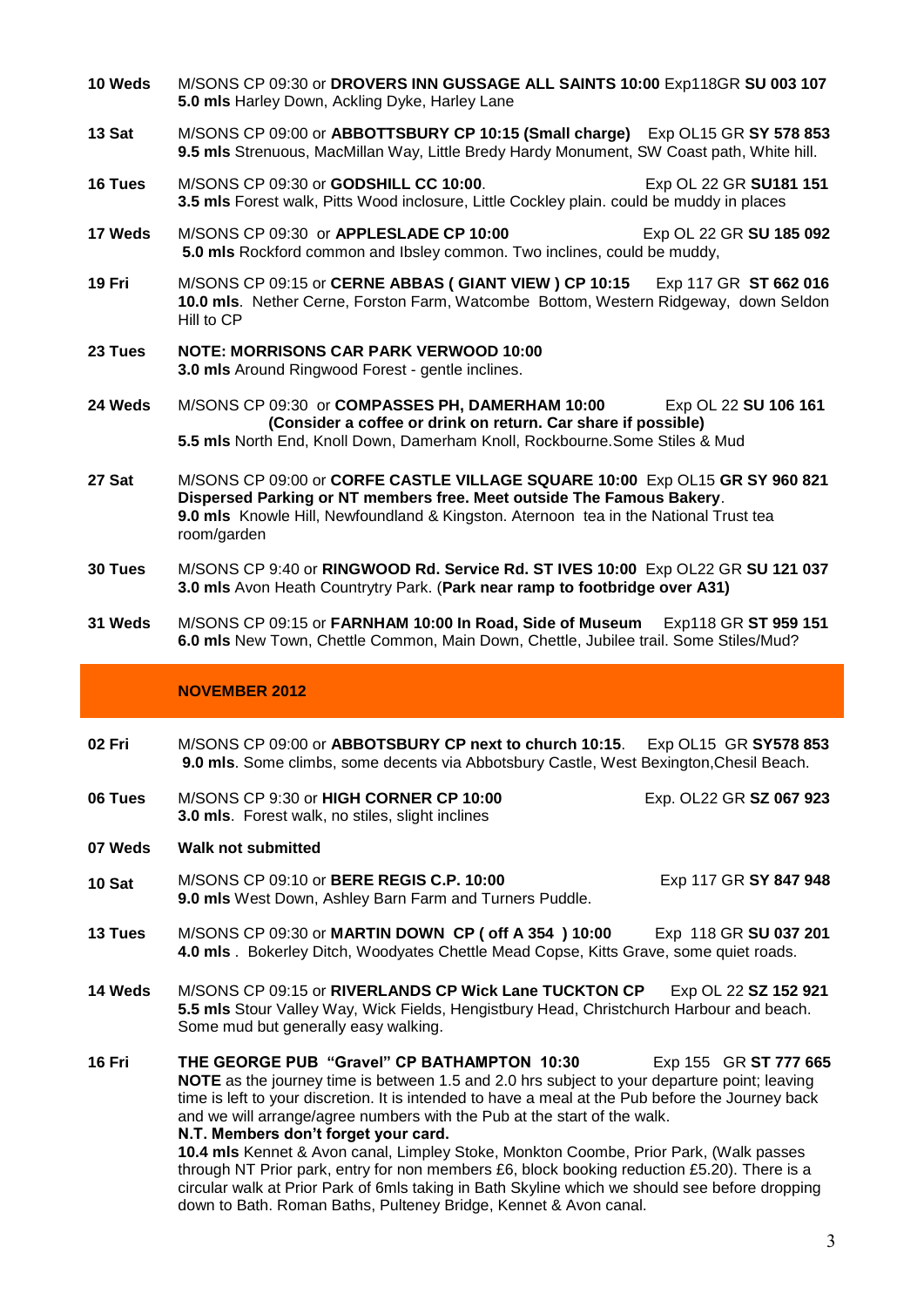**10 Weds** M/SONS CP 09:30 or **DROVERS INN GUSSAGE ALL SAINTS 10:00** Exp118GR **SU 003 107**
**5.0 mls** Harley Down, Ackling Dyke, Harley Lane

**13 Sat** M/SONS CP 09:00 or **ABBOTTSBURY CP 10:15 (Small charge)** Exp OL15 GR **SY 578 853**
**9.5 mls** Strenuous, MacMillan Way, Little Bredy Hardy Monument, SW Coast path, White hill.

**16 Tues** M/SONS CP 09:30 or **GODSHILL CC 10:00**. Exp OL 22 GR **SU181 151**
**3.5 mls** Forest walk, Pitts Wood inclosure, Little Cockley plain. could be muddy in places

**17 Weds** M/SONS CP 09:30 or **APPLESLADE CP 10:00** Exp OL 22 GR **SU 185 092**
**5.0 mls** Rockford common and Ibsley common. Two inclines, could be muddy,

**19 Fri** M/SONS CP 09:15 or **CERNE ABBAS ( GIANT VIEW ) CP 10:15** Exp 117 GR **ST 662 016**
**10.0 mls**. Nether Cerne, Forston Farm, Watcombe Bottom, Western Ridgeway, down Seldon Hill to CP

**23 Tues** **NOTE: MORRISONS CAR PARK VERWOOD 10:00**
**3.0 mls** Around Ringwood Forest - gentle inclines.

**24 Weds** M/SONS CP 09:30 or **COMPASSES PH, DAMERHAM 10:00** Exp OL 22 **SU 106 161**
**(Consider a coffee or drink on return. Car share if possible)**
**5.5 mls** North End, Knoll Down, Damerham Knoll, Rockbourne.Some Stiles & Mud

**27 Sat** M/SONS CP 09:00 or **CORFE CASTLE VILLAGE SQUARE 10:00** Exp OL15 **GR SY 960 821**
**Dispersed Parking or NT members free. Meet outside The Famous Bakery**.
**9.0 mls** Knowle Hill, Newfoundland & Kingston. Aternoon tea in the National Trust tea room/garden

**30 Tues** M/SONS CP 9:40 or **RINGWOOD Rd. Service Rd. ST IVES 10:00** Exp OL22 GR **SU 121 037**
**3.0 mls** Avon Heath Countrytry Park. (**Park near ramp to footbridge over A31)**

**31 Weds** M/SONS CP 09:15 or **FARNHAM 10:00 In Road, Side of Museum** Exp118 GR **ST 959 151**
**6.0 mls** New Town, Chettle Common, Main Down, Chettle, Jubilee trail. Some Stiles/Mud?

## NOVEMBER 2012

**02 Fri** M/SONS CP 09:00 or **ABBOTSBURY CP next to church 10:15**. Exp OL15 GR **SY578 853**
**9.0 mls**. Some climbs, some decents via Abbotsbury Castle, West Bexington,Chesil Beach.

**06 Tues** M/SONS CP 9:30 or **HIGH CORNER CP 10:00** Exp. OL22 GR **SZ 067 923**
**3.0 mls**. Forest walk, no stiles, slight inclines

**07 Weds** **Walk not submitted**

**10 Sat** M/SONS CP 09:10 or **BERE REGIS C.P. 10:00** Exp 117 GR **SY 847 948**
**9.0 mls** West Down, Ashley Barn Farm and Turners Puddle.

**13 Tues** M/SONS CP 09:30 or **MARTIN DOWN CP ( off A 354 ) 10:00** Exp 118 GR **SU 037 201**
**4.0 mls** . Bokerley Ditch, Woodyates Chettle Mead Copse, Kitts Grave, some quiet roads.

**14 Weds** M/SONS CP 09:15 or **RIVERLANDS CP Wick Lane TUCKTON CP** Exp OL 22 GR **SZ 152 921**
**5.5 mls** Stour Valley Way, Wick Fields, Hengistbury Head, Christchurch Harbour and beach. Some mud but generally easy walking.

**16 Fri** **THE GEORGE PUB "Gravel" CP BATHAMPTON 10:30** Exp 155 GR **ST 777 665**
**NOTE** as the journey time is between 1.5 and 2.0 hrs subject to your departure point; leaving time is left to your discretion. It is intended to have a meal at the Pub before the Journey back and we will arrange/agree numbers with the Pub at the start of the walk.
**N.T. Members don't forget your card.**
**10.4 mls** Kennet & Avon canal, Limpley Stoke, Monkton Coombe, Prior Park, (Walk passes through NT Prior park, entry for non members £6, block booking reduction £5.20). There is a circular walk at Prior Park of 6mls taking in Bath Skyline which we should see before dropping down to Bath. Roman Baths, Pulteney Bridge, Kennet & Avon canal.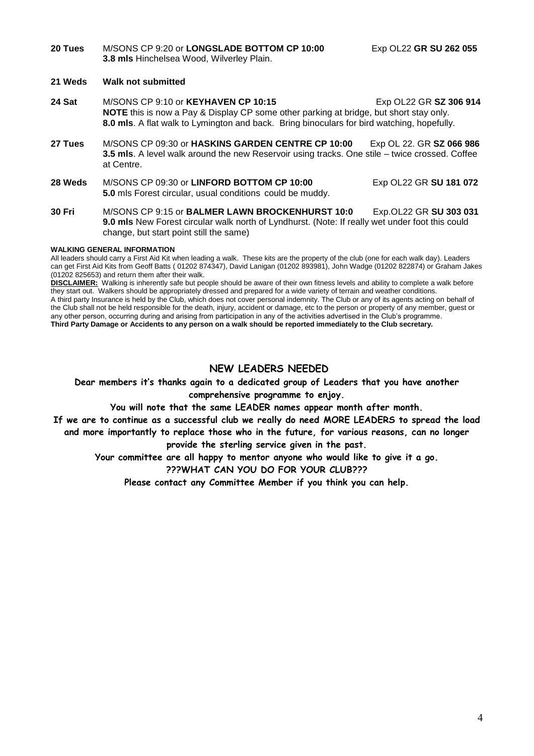**20 Tues** M/SONS CP 9:20 or **LONGSLADE BOTTOM CP 10:00** Exp OL22 **GR SU 262 055**
**3.8 mls** Hinchelsea Wood, Wilverley Plain.

**21 Weds** **Walk not submitted**

**24 Sat** M/SONS CP 9:10 or **KEYHAVEN CP 10:15** Exp OL22 GR **SZ 306 914**
**NOTE** this is now a Pay & Display CP some other parking at bridge, but short stay only.
**8.0 mls**. A flat walk to Lymington and back. Bring binoculars for bird watching, hopefully.

**27 Tues** M/SONS CP 09:30 or **HASKINS GARDEN CENTRE CP 10:00** Exp OL 22. GR **SZ 066 986**
**3.5 mls**. A level walk around the new Reservoir using tracks. One stile – twice crossed. Coffee at Centre.

**28 Weds** M/SONS CP 09:30 or **LINFORD BOTTOM CP 10:00** Exp OL22 GR **SU 181 072**
**5.0** mls Forest circular, usual conditions could be muddy.

**30 Fri** M/SONS CP 9:15 or **BALMER LAWN BROCKENHURST 10:0** Exp.OL22 GR **SU 303 031**
**9.0 mls** New Forest circular walk north of Lyndhurst. (Note: If really wet under foot this could change, but start point still the same)

**WALKING GENERAL INFORMATION**

All leaders should carry a First Aid Kit when leading a walk. These kits are the property of the club (one for each walk day). Leaders can get First Aid Kits from Geoff Batts ( 01202 874347), David Lanigan (01202 893981), John Wadge (01202 822874) or Graham Jakes (01202 825653) and return them after their walk.

**DISCLAIMER:** Walking is inherently safe but people should be aware of their own fitness levels and ability to complete a walk before they start out. Walkers should be appropriately dressed and prepared for a wide variety of terrain and weather conditions.
A third party Insurance is held by the Club, which does not cover personal indemnity. The Club or any of its agents acting on behalf of the Club shall not be held responsible for the death, injury, accident or damage, etc to the person or property of any member, guest or any other person, occurring during and arising from participation in any of the activities advertised in the Club's programme.
**Third Party Damage or Accidents to any person on a walk should be reported immediately to the Club secretary.**

## NEW LEADERS NEEDED

**Dear members it's thanks again to a dedicated group of Leaders that you have another comprehensive programme to enjoy.**

**You will note that the same LEADER names appear month after month.**

**If we are to continue as a successful club we really do need MORE LEADERS to spread the load and more importantly to replace those who in the future, for various reasons, can no longer provide the sterling service given in the past.**

**Your committee are all happy to mentor anyone who would like to give it a go.**

**???WHAT CAN YOU DO FOR YOUR CLUB???**

**Please contact any Committee Member if you think you can help.**